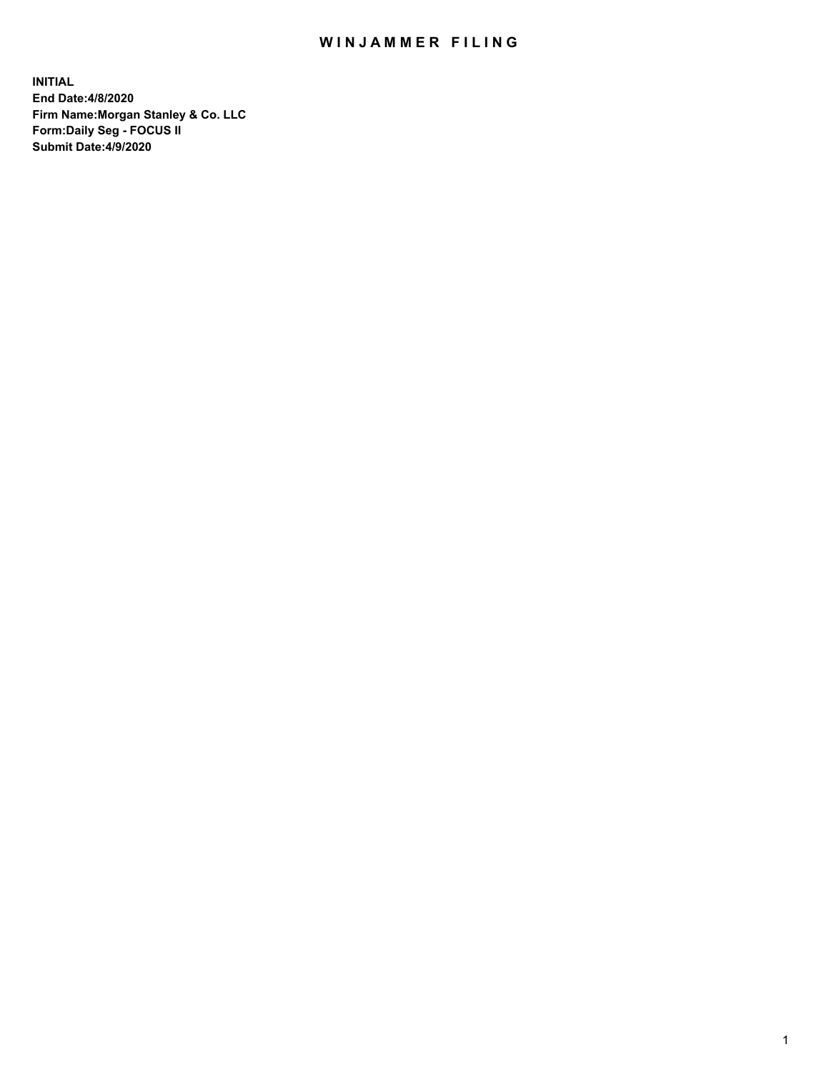# WINJAMMER FILING

**INITIAL**
**End Date:4/8/2020**
**Firm Name:Morgan Stanley & Co. LLC**
**Form:Daily Seg - FOCUS II**
**Submit Date:4/9/2020**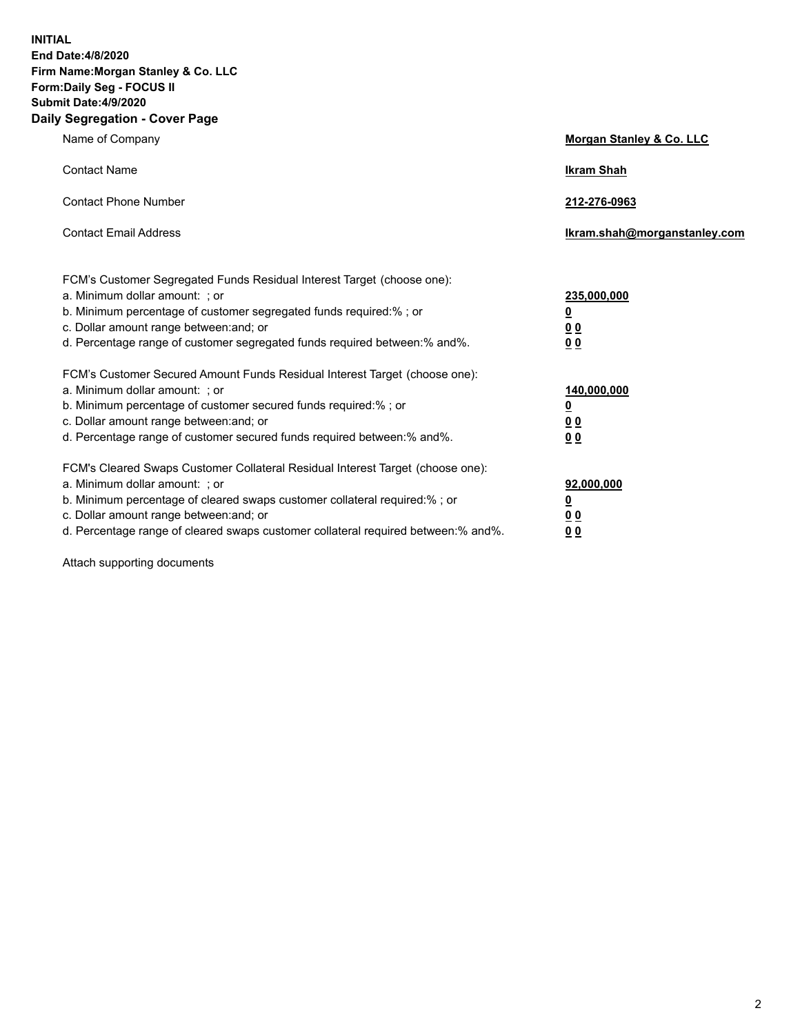**INITIAL**
**End Date:4/8/2020**
**Firm Name:Morgan Stanley & Co. LLC**
**Form:Daily Seg - FOCUS II**
**Submit Date:4/9/2020**

## Daily Segregation - Cover Page

| | |
|---|---|
| Name of Company | **Morgan Stanley & Co. LLC** |
| Contact Name | **Ikram Shah** |
| Contact Phone Number | **212-276-0963** |
| Contact Email Address | **Ikram.shah@morganstanley.com** |

| | |
|---|---|
| FCM's Customer Segregated Funds Residual Interest Target (choose one): | |
| a. Minimum dollar amount: ; or | **235,000,000** |
| b. Minimum percentage of customer segregated funds required:% ; or | **0** |
| c. Dollar amount range between:and; or | **0 0** |
| d. Percentage range of customer segregated funds required between:% and%. | **0 0** |
| FCM's Customer Secured Amount Funds Residual Interest Target (choose one): | |
| a. Minimum dollar amount: ; or | **140,000,000** |
| b. Minimum percentage of customer secured funds required:% ; or | **0** |
| c. Dollar amount range between:and; or | **0 0** |
| d. Percentage range of customer secured funds required between:% and%. | **0 0** |
| FCM's Cleared Swaps Customer Collateral Residual Interest Target (choose one): | |
| a. Minimum dollar amount: ; or | **92,000,000** |
| b. Minimum percentage of cleared swaps customer collateral required:% ; or | **0** |
| c. Dollar amount range between:and; or | **0 0** |
| d. Percentage range of cleared swaps customer collateral required between:% and%. | **0 0** |

Attach supporting documents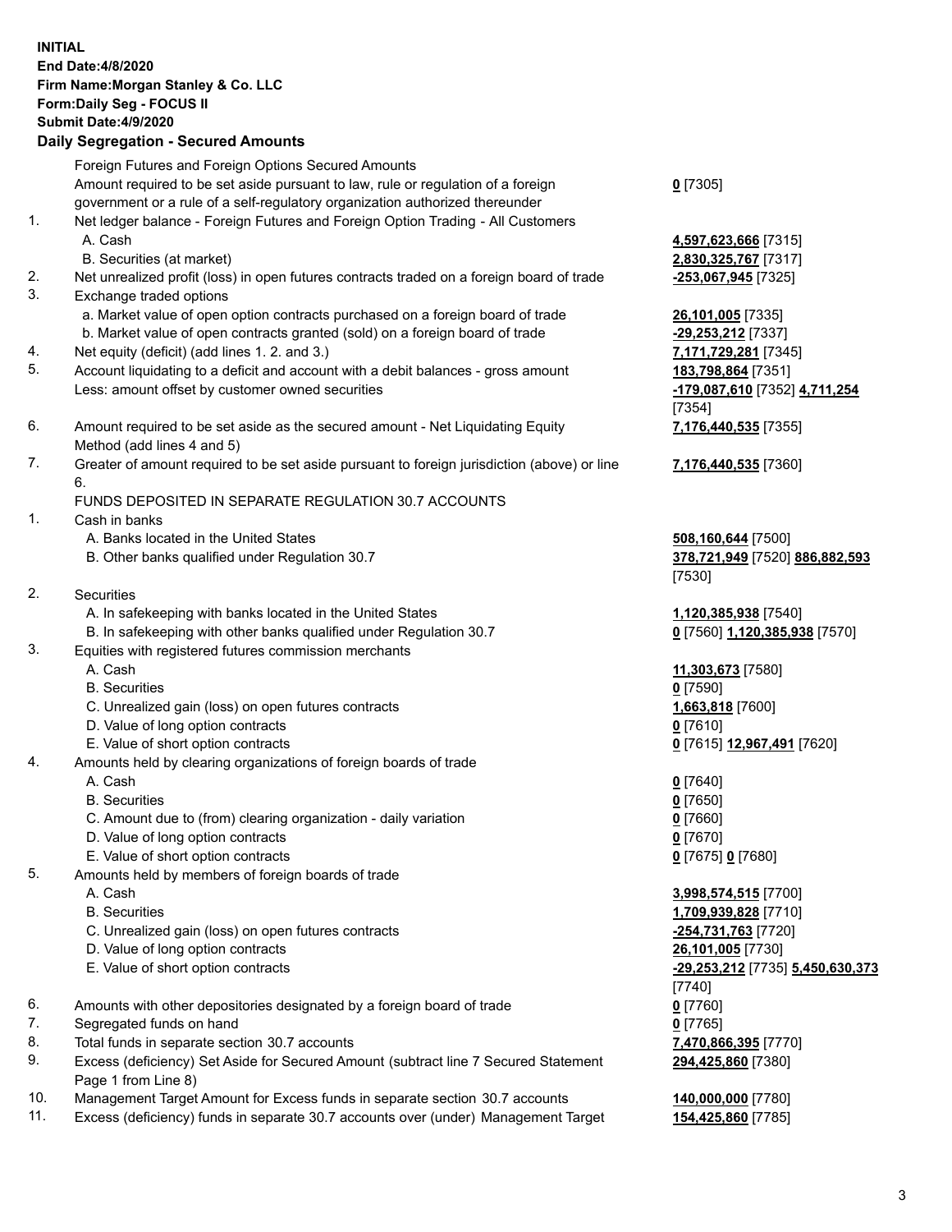**INITIAL**
**End Date:4/8/2020**
**Firm Name:Morgan Stanley & Co. LLC**
**Form:Daily Seg - FOCUS II**
**Submit Date:4/9/2020**

## Daily Segregation - Secured Amounts

| | | |
|---|---|---|
| | Foreign Futures and Foreign Options Secured Amounts | |
| | Amount required to be set aside pursuant to law, rule or regulation of a foreign government or a rule of a self-regulatory organization authorized thereunder | **0** [7305] |
| 1. | Net ledger balance - Foreign Futures and Foreign Option Trading - All Customers | |
| | A. Cash | **4,597,623,666** [7315] |
| | B. Securities (at market) | **2,830,325,767** [7317] |
| 2. | Net unrealized profit (loss) in open futures contracts traded on a foreign board of trade | **-253,067,945** [7325] |
| 3. | Exchange traded options | |
| | a. Market value of open option contracts purchased on a foreign board of trade | **26,101,005** [7335] |
| | b. Market value of open contracts granted (sold) on a foreign board of trade | **-29,253,212** [7337] |
| 4. | Net equity (deficit) (add lines 1. 2. and 3.) | **7,171,729,281** [7345] |
| 5. | Account liquidating to a deficit and account with a debit balances - gross amount | **183,798,864** [7351] |
| | Less: amount offset by customer owned securities | **-179,087,610** [7352] **4,711,254** [7354] |
| 6. | Amount required to be set aside as the secured amount - Net Liquidating Equity Method (add lines 4 and 5) | **7,176,440,535** [7355] |
| 7. | Greater of amount required to be set aside pursuant to foreign jurisdiction (above) or line 6. | **7,176,440,535** [7360] |
| | FUNDS DEPOSITED IN SEPARATE REGULATION 30.7 ACCOUNTS | |
| 1. | Cash in banks | |
| | A. Banks located in the United States | **508,160,644** [7500] |
| | B. Other banks qualified under Regulation 30.7 | **378,721,949** [7520] **886,882,593** [7530] |
| 2. | Securities | |
| | A. In safekeeping with banks located in the United States | **1,120,385,938** [7540] |
| | B. In safekeeping with other banks qualified under Regulation 30.7 | **0** [7560] **1,120,385,938** [7570] |
| 3. | Equities with registered futures commission merchants | |
| | A. Cash | **11,303,673** [7580] |
| | B. Securities | **0** [7590] |
| | C. Unrealized gain (loss) on open futures contracts | **1,663,818** [7600] |
| | D. Value of long option contracts | **0** [7610] |
| | E. Value of short option contracts | **0** [7615] **12,967,491** [7620] |
| 4. | Amounts held by clearing organizations of foreign boards of trade | |
| | A. Cash | **0** [7640] |
| | B. Securities | **0** [7650] |
| | C. Amount due to (from) clearing organization - daily variation | **0** [7660] |
| | D. Value of long option contracts | **0** [7670] |
| | E. Value of short option contracts | **0** [7675] **0** [7680] |
| 5. | Amounts held by members of foreign boards of trade | |
| | A. Cash | **3,998,574,515** [7700] |
| | B. Securities | **1,709,939,828** [7710] |
| | C. Unrealized gain (loss) on open futures contracts | **-254,731,763** [7720] |
| | D. Value of long option contracts | **26,101,005** [7730] |
| | E. Value of short option contracts | **-29,253,212** [7735] **5,450,630,373** [7740] |
| 6. | Amounts with other depositories designated by a foreign board of trade | **0** [7760] |
| 7. | Segregated funds on hand | **0** [7765] |
| 8. | Total funds in separate section 30.7 accounts | **7,470,866,395** [7770] |
| 9. | Excess (deficiency) Set Aside for Secured Amount (subtract line 7 Secured Statement Page 1 from Line 8) | **294,425,860** [7380] |
| 10. | Management Target Amount for Excess funds in separate section 30.7 accounts | **140,000,000** [7780] |
| 11. | Excess (deficiency) funds in separate 30.7 accounts over (under) Management Target | **154,425,860** [7785] |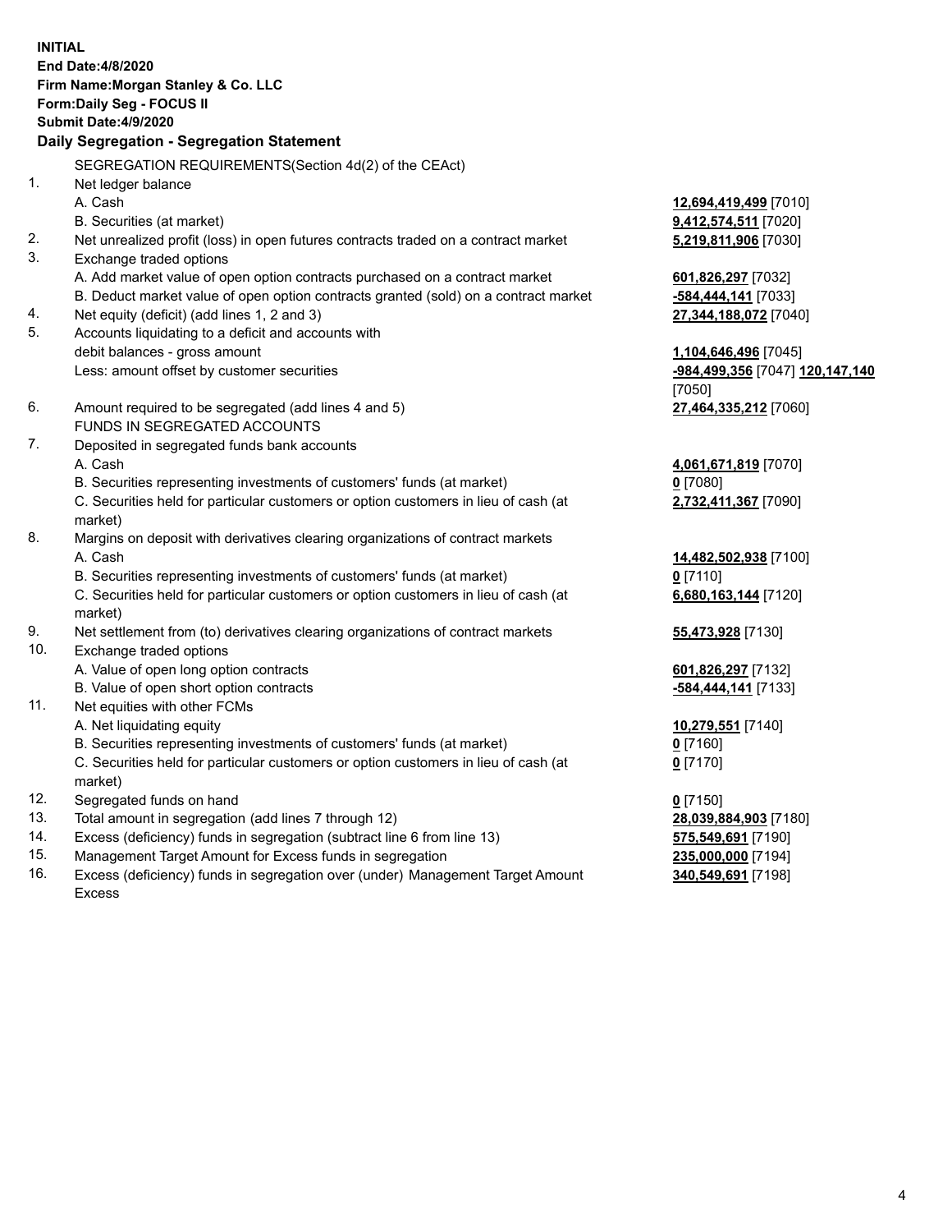**INITIAL**
**End Date:4/8/2020**
**Firm Name:Morgan Stanley & Co. LLC**
**Form:Daily Seg - FOCUS II**
**Submit Date:4/9/2020**

## Daily Segregation - Segregation Statement

| | | |
|---|---|---|
| | SEGREGATION REQUIREMENTS(Section 4d(2) of the CEAct) | |
| 1. | Net ledger balance | |
| | A. Cash | **12,694,419,499** [7010] |
| | B. Securities (at market) | **9,412,574,511** [7020] |
| 2. | Net unrealized profit (loss) in open futures contracts traded on a contract market | **5,219,811,906** [7030] |
| 3. | Exchange traded options | |
| | A. Add market value of open option contracts purchased on a contract market | **601,826,297** [7032] |
| | B. Deduct market value of open option contracts granted (sold) on a contract market | **-584,444,141** [7033] |
| 4. | Net equity (deficit) (add lines 1, 2 and 3) | **27,344,188,072** [7040] |
| 5. | Accounts liquidating to a deficit and accounts with debit balances - gross amount | **1,104,646,496** [7045] |
| | Less: amount offset by customer securities | **-984,499,356** [7047] **120,147,140** [7050] |
| 6. | Amount required to be segregated (add lines 4 and 5) | **27,464,335,212** [7060] |
| | FUNDS IN SEGREGATED ACCOUNTS | |
| 7. | Deposited in segregated funds bank accounts | |
| | A. Cash | **4,061,671,819** [7070] |
| | B. Securities representing investments of customers' funds (at market) | **0** [7080] |
| | C. Securities held for particular customers or option customers in lieu of cash (at market) | **2,732,411,367** [7090] |
| 8. | Margins on deposit with derivatives clearing organizations of contract markets | |
| | A. Cash | **14,482,502,938** [7100] |
| | B. Securities representing investments of customers' funds (at market) | **0** [7110] |
| | C. Securities held for particular customers or option customers in lieu of cash (at market) | **6,680,163,144** [7120] |
| 9. | Net settlement from (to) derivatives clearing organizations of contract markets | **55,473,928** [7130] |
| 10. | Exchange traded options | |
| | A. Value of open long option contracts | **601,826,297** [7132] |
| | B. Value of open short option contracts | **-584,444,141** [7133] |
| 11. | Net equities with other FCMs | |
| | A. Net liquidating equity | **10,279,551** [7140] |
| | B. Securities representing investments of customers' funds (at market) | **0** [7160] |
| | C. Securities held for particular customers or option customers in lieu of cash (at market) | **0** [7170] |
| 12. | Segregated funds on hand | **0** [7150] |
| 13. | Total amount in segregation (add lines 7 through 12) | **28,039,884,903** [7180] |
| 14. | Excess (deficiency) funds in segregation (subtract line 6 from line 13) | **575,549,691** [7190] |
| 15. | Management Target Amount for Excess funds in segregation | **235,000,000** [7194] |
| 16. | Excess (deficiency) funds in segregation over (under) Management Target Amount Excess | **340,549,691** [7198] |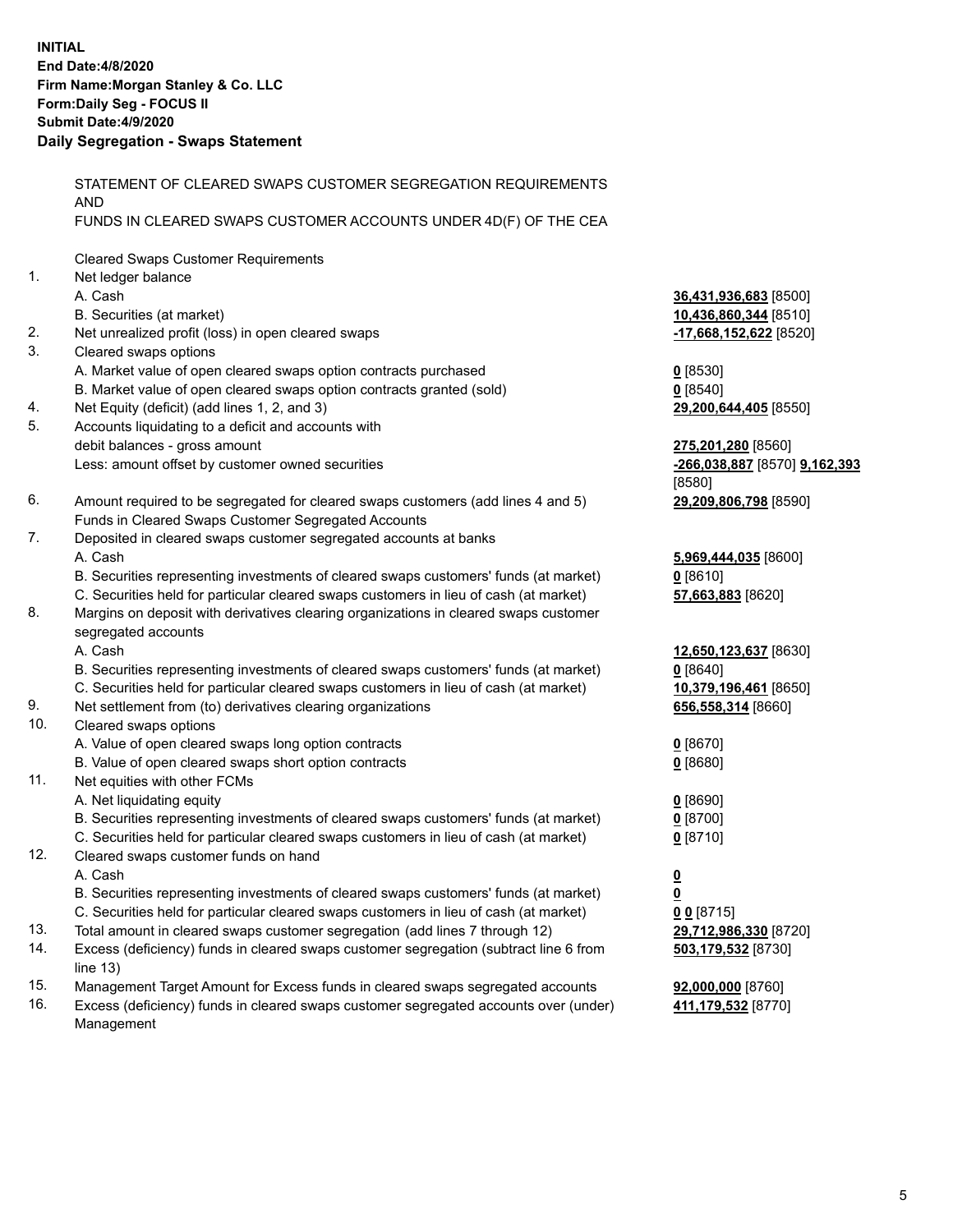**INITIAL**
**End Date:4/8/2020**
**Firm Name:Morgan Stanley & Co. LLC**
**Form:Daily Seg - FOCUS II**
**Submit Date:4/9/2020**
**Daily Segregation - Swaps Statement**

STATEMENT OF CLEARED SWAPS CUSTOMER SEGREGATION REQUIREMENTS AND
FUNDS IN CLEARED SWAPS CUSTOMER ACCOUNTS UNDER 4D(F) OF THE CEA

| | | |
|---|---|---|
| | Cleared Swaps Customer Requirements | |
| 1. | Net ledger balance | |
| | A. Cash | **36,431,936,683** [8500] |
| | B. Securities (at market) | **10,436,860,344** [8510] |
| 2. | Net unrealized profit (loss) in open cleared swaps | **-17,668,152,622** [8520] |
| 3. | Cleared swaps options | |
| | A. Market value of open cleared swaps option contracts purchased | **0** [8530] |
| | B. Market value of open cleared swaps option contracts granted (sold) | **0** [8540] |
| 4. | Net Equity (deficit) (add lines 1, 2, and 3) | **29,200,644,405** [8550] |
| 5. | Accounts liquidating to a deficit and accounts with debit balances - gross amount | **275,201,280** [8560] |
| | Less: amount offset by customer owned securities | **-266,038,887** [8570] **9,162,393** [8580] |
| 6. | Amount required to be segregated for cleared swaps customers (add lines 4 and 5) | **29,209,806,798** [8590] |
| | Funds in Cleared Swaps Customer Segregated Accounts | |
| 7. | Deposited in cleared swaps customer segregated accounts at banks | |
| | A. Cash | **5,969,444,035** [8600] |
| | B. Securities representing investments of cleared swaps customers' funds (at market) | **0** [8610] |
| | C. Securities held for particular cleared swaps customers in lieu of cash (at market) | **57,663,883** [8620] |
| 8. | Margins on deposit with derivatives clearing organizations in cleared swaps customer segregated accounts | |
| | A. Cash | **12,650,123,637** [8630] |
| | B. Securities representing investments of cleared swaps customers' funds (at market) | **0** [8640] |
| | C. Securities held for particular cleared swaps customers in lieu of cash (at market) | **10,379,196,461** [8650] |
| 9. | Net settlement from (to) derivatives clearing organizations | **656,558,314** [8660] |
| 10. | Cleared swaps options | |
| | A. Value of open cleared swaps long option contracts | **0** [8670] |
| | B. Value of open cleared swaps short option contracts | **0** [8680] |
| 11. | Net equities with other FCMs | |
| | A. Net liquidating equity | **0** [8690] |
| | B. Securities representing investments of cleared swaps customers' funds (at market) | **0** [8700] |
| | C. Securities held for particular cleared swaps customers in lieu of cash (at market) | **0** [8710] |
| 12. | Cleared swaps customer funds on hand | |
| | A. Cash | **0** |
| | B. Securities representing investments of cleared swaps customers' funds (at market) | **0** |
| | C. Securities held for particular cleared swaps customers in lieu of cash (at market) | **0** **0** [8715] |
| 13. | Total amount in cleared swaps customer segregation (add lines 7 through 12) | **29,712,986,330** [8720] |
| 14. | Excess (deficiency) funds in cleared swaps customer segregation (subtract line 6 from line 13) | **503,179,532** [8730] |
| 15. | Management Target Amount for Excess funds in cleared swaps segregated accounts | **92,000,000** [8760] |
| 16. | Excess (deficiency) funds in cleared swaps customer segregated accounts over (under) Management | **411,179,532** [8770] |